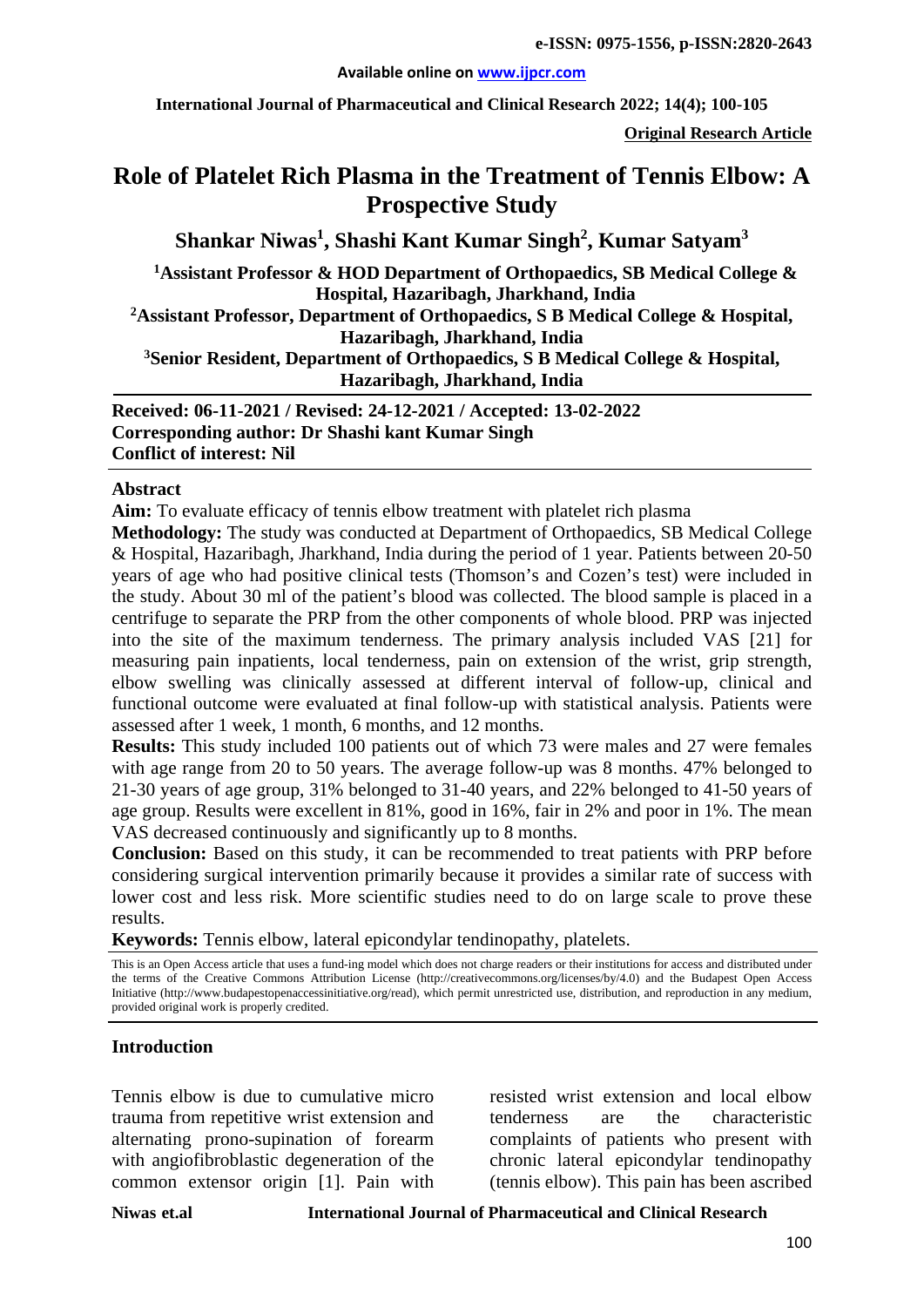# Role of Platelet Rich Plasma in the Treatment of Tennis Elbow: A Prospective Study

**Shankar Niwas[1], Shashi Kant Kumar Singh[2], Kumar Satyam[3]**

[1]Assistant Professor & HOD Department of Orthopaedics, SB Medical College & Hospital, Hazaribagh, Jharkhand, India

[2]Assistant Professor, Department of Orthopaedics, S B Medical College & Hospital, Hazaribagh, Jharkhand, India

[3]Senior Resident, Department of Orthopaedics, S B Medical College & Hospital, Hazaribagh, Jharkhand, India

**Received: 06-11-2021 / Revised: 24-12-2021 / Accepted: 13-02-2022**
**Corresponding author: Dr Shashi kant Kumar Singh**
**Conflict of interest: Nil**

## Abstract

**Aim:** To evaluate efficacy of tennis elbow treatment with platelet rich plasma

**Methodology:** The study was conducted at Department of Orthopaedics, SB Medical College & Hospital, Hazaribagh, Jharkhand, India during the period of 1 year. Patients between 20-50 years of age who had positive clinical tests (Thomson's and Cozen's test) were included in the study. About 30 ml of the patient's blood was collected. The blood sample is placed in a centrifuge to separate the PRP from the other components of whole blood. PRP was injected into the site of the maximum tenderness. The primary analysis included VAS [21] for measuring pain inpatients, local tenderness, pain on extension of the wrist, grip strength, elbow swelling was clinically assessed at different interval of follow-up, clinical and functional outcome were evaluated at final follow-up with statistical analysis. Patients were assessed after 1 week, 1 month, 6 months, and 12 months.

**Results:** This study included 100 patients out of which 73 were males and 27 were females with age range from 20 to 50 years. The average follow-up was 8 months. 47% belonged to 21-30 years of age group, 31% belonged to 31-40 years, and 22% belonged to 41-50 years of age group. Results were excellent in 81%, good in 16%, fair in 2% and poor in 1%. The mean VAS decreased continuously and significantly up to 8 months.

**Conclusion:** Based on this study, it can be recommended to treat patients with PRP before considering surgical intervention primarily because it provides a similar rate of success with lower cost and less risk. More scientific studies need to do on large scale to prove these results.

**Keywords:** Tennis elbow, lateral epicondylar tendinopathy, platelets.

This is an Open Access article that uses a fund-ing model which does not charge readers or their institutions for access and distributed under the terms of the Creative Commons Attribution License (http://creativecommons.org/licenses/by/4.0) and the Budapest Open Access Initiative (http://www.budapestopenaccessinitiative.org/read), which permit unrestricted use, distribution, and reproduction in any medium, provided original work is properly credited.

## Introduction

Tennis elbow is due to cumulative micro trauma from repetitive wrist extension and alternating prono-supination of forearm with angiofibroblastic degeneration of the common extensor origin [1]. Pain with resisted wrist extension and local elbow tenderness are the characteristic complaints of patients who present with chronic lateral epicondylar tendinopathy (tennis elbow). This pain has been ascribed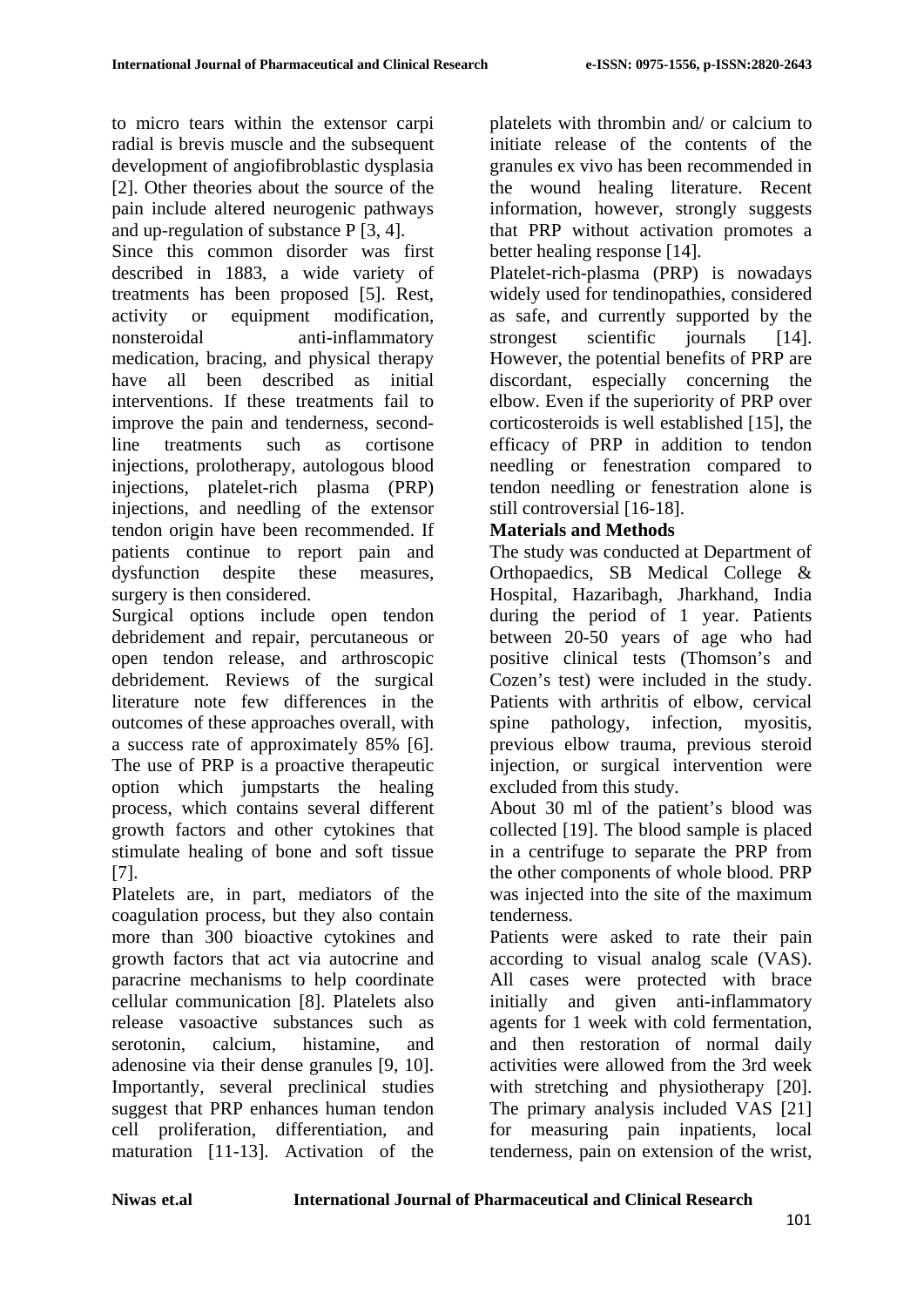to micro tears within the extensor carpi radial is brevis muscle and the subsequent development of angiofibroblastic dysplasia [2]. Other theories about the source of the pain include altered neurogenic pathways and up-regulation of substance P [3, 4].

Since this common disorder was first described in 1883, a wide variety of treatments has been proposed [5]. Rest, activity or equipment modification, nonsteroidal anti-inflammatory medication, bracing, and physical therapy have all been described as initial interventions. If these treatments fail to improve the pain and tenderness, second-line treatments such as cortisone injections, prolotherapy, autologous blood injections, platelet-rich plasma (PRP) injections, and needling of the extensor tendon origin have been recommended. If patients continue to report pain and dysfunction despite these measures, surgery is then considered.

Surgical options include open tendon debridement and repair, percutaneous or open tendon release, and arthroscopic debridement. Reviews of the surgical literature note few differences in the outcomes of these approaches overall, with a success rate of approximately 85% [6]. The use of PRP is a proactive therapeutic option which jumpstarts the healing process, which contains several different growth factors and other cytokines that stimulate healing of bone and soft tissue [7].

Platelets are, in part, mediators of the coagulation process, but they also contain more than 300 bioactive cytokines and growth factors that act via autocrine and paracrine mechanisms to help coordinate cellular communication [8]. Platelets also release vasoactive substances such as serotonin, calcium, histamine, and adenosine via their dense granules [9, 10]. Importantly, several preclinical studies suggest that PRP enhances human tendon cell proliferation, differentiation, and maturation [11-13]. Activation of the platelets with thrombin and/ or calcium to initiate release of the contents of the granules ex vivo has been recommended in the wound healing literature. Recent information, however, strongly suggests that PRP without activation promotes a better healing response [14].

Platelet-rich-plasma (PRP) is nowadays widely used for tendinopathies, considered as safe, and currently supported by the strongest scientific journals [14]. However, the potential benefits of PRP are discordant, especially concerning the elbow. Even if the superiority of PRP over corticosteroids is well established [15], the efficacy of PRP in addition to tendon needling or fenestration compared to tendon needling or fenestration alone is still controversial [16-18].

## Materials and Methods

The study was conducted at Department of Orthopaedics, SB Medical College & Hospital, Hazaribagh, Jharkhand, India during the period of 1 year. Patients between 20-50 years of age who had positive clinical tests (Thomson's and Cozen's test) were included in the study. Patients with arthritis of elbow, cervical spine pathology, infection, myositis, previous elbow trauma, previous steroid injection, or surgical intervention were excluded from this study.

About 30 ml of the patient's blood was collected [19]. The blood sample is placed in a centrifuge to separate the PRP from the other components of whole blood. PRP was injected into the site of the maximum tenderness.

Patients were asked to rate their pain according to visual analog scale (VAS). All cases were protected with brace initially and given anti-inflammatory agents for 1 week with cold fermentation, and then restoration of normal daily activities were allowed from the 3rd week with stretching and physiotherapy [20]. The primary analysis included VAS [21] for measuring pain inpatients, local tenderness, pain on extension of the wrist,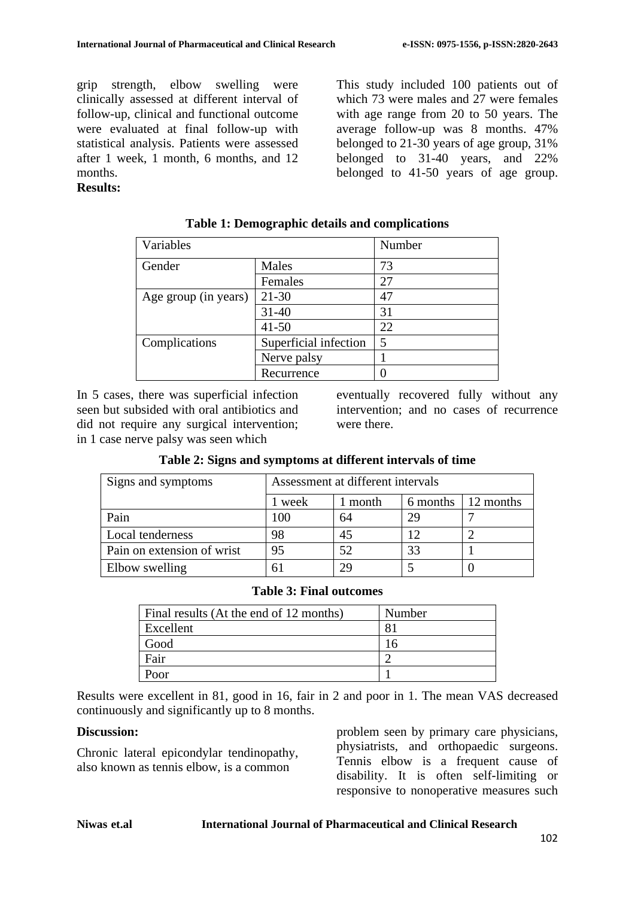grip strength, elbow swelling were clinically assessed at different interval of follow-up, clinical and functional outcome were evaluated at final follow-up with statistical analysis. Patients were assessed after 1 week, 1 month, 6 months, and 12 months.

**Results:**

This study included 100 patients out of which 73 were males and 27 were females with age range from 20 to 50 years. The average follow-up was 8 months. 47% belonged to 21-30 years of age group, 31% belonged to 31-40 years, and 22% belonged to 41-50 years of age group.

**Table 1: Demographic details and complications**

| Variables | | Number |
|---|---|---|
| Gender | Males | 73 |
| | Females | 27 |
| Age group (in years) | 21-30 | 47 |
| | 31-40 | 31 |
| | 41-50 | 22 |
| Complications | Superficial infection | 5 |
| | Nerve palsy | 1 |
| | Recurrence | 0 |

In 5 cases, there was superficial infection seen but subsided with oral antibiotics and did not require any surgical intervention; in 1 case nerve palsy was seen which eventually recovered fully without any intervention; and no cases of recurrence were there.

**Table 2: Signs and symptoms at different intervals of time**

| Signs and symptoms | Assessment at different intervals | | | |
|---|---|---|---|---|
| | 1 week | 1 month | 6 months | 12 months |
| Pain | 100 | 64 | 29 | 7 |
| Local tenderness | 98 | 45 | 12 | 2 |
| Pain on extension of wrist | 95 | 52 | 33 | 1 |
| Elbow swelling | 61 | 29 | 5 | 0 |

**Table 3: Final outcomes**

| Final results (At the end of 12 months) | Number |
|---|---|
| Excellent | 81 |
| Good | 16 |
| Fair | 2 |
| Poor | 1 |

Results were excellent in 81, good in 16, fair in 2 and poor in 1. The mean VAS decreased continuously and significantly up to 8 months.

**Discussion:**

Chronic lateral epicondylar tendinopathy, also known as tennis elbow, is a common problem seen by primary care physicians, physiatrists, and orthopaedic surgeons. Tennis elbow is a frequent cause of disability. It is often self-limiting or responsive to nonoperative measures such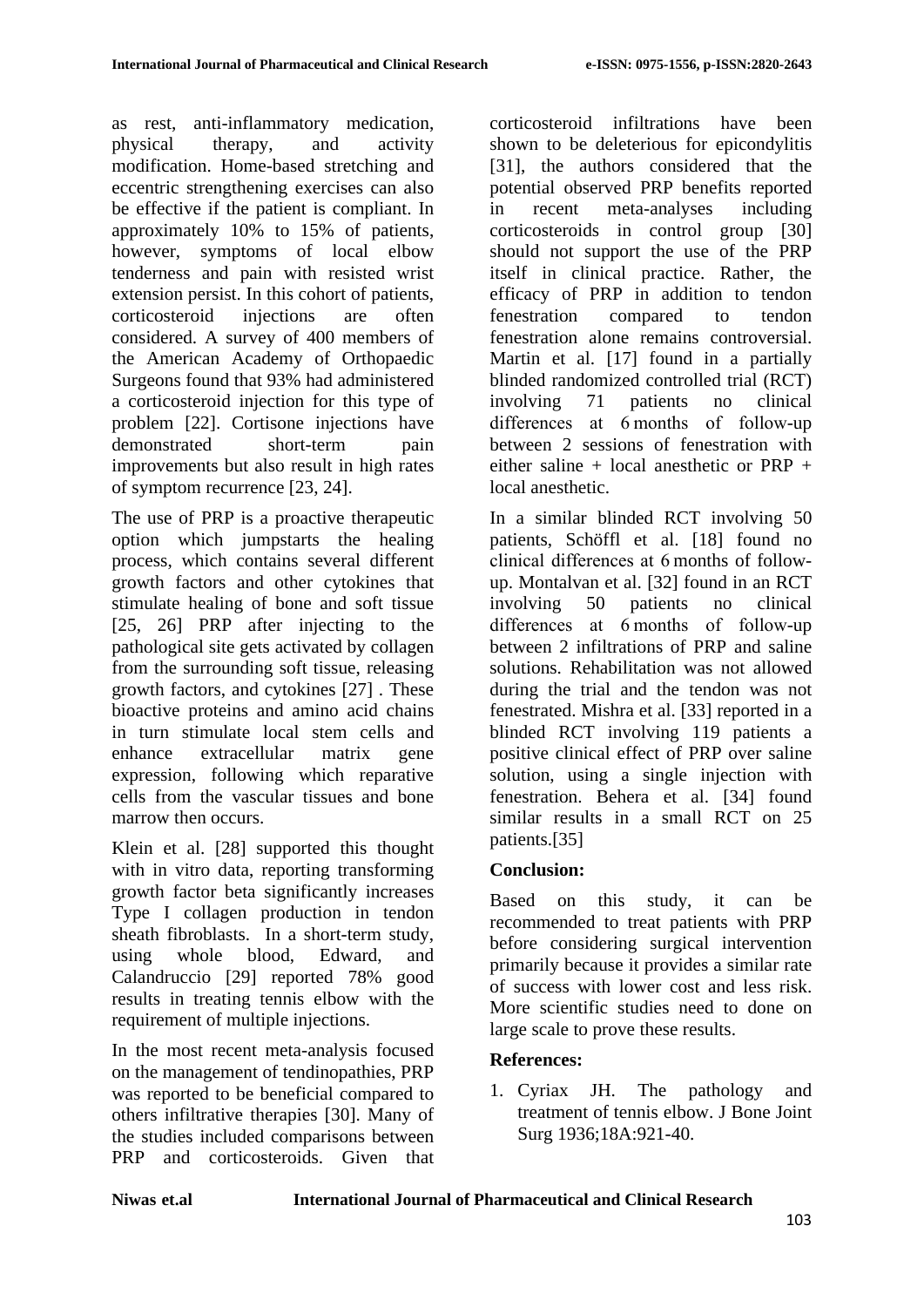as rest, anti-inflammatory medication, physical therapy, and activity modification. Home-based stretching and eccentric strengthening exercises can also be effective if the patient is compliant. In approximately 10% to 15% of patients, however, symptoms of local elbow tenderness and pain with resisted wrist extension persist. In this cohort of patients, corticosteroid injections are often considered. A survey of 400 members of the American Academy of Orthopaedic Surgeons found that 93% had administered a corticosteroid injection for this type of problem [22]. Cortisone injections have demonstrated short-term pain improvements but also result in high rates of symptom recurrence [23, 24].

The use of PRP is a proactive therapeutic option which jumpstarts the healing process, which contains several different growth factors and other cytokines that stimulate healing of bone and soft tissue [25, 26] PRP after injecting to the pathological site gets activated by collagen from the surrounding soft tissue, releasing growth factors, and cytokines [27] . These bioactive proteins and amino acid chains in turn stimulate local stem cells and enhance extracellular matrix gene expression, following which reparative cells from the vascular tissues and bone marrow then occurs.

Klein et al. [28] supported this thought with in vitro data, reporting transforming growth factor beta significantly increases Type I collagen production in tendon sheath fibroblasts. In a short-term study, using whole blood, Edward, and Calandruccio [29] reported 78% good results in treating tennis elbow with the requirement of multiple injections.

In the most recent meta-analysis focused on the management of tendinopathies, PRP was reported to be beneficial compared to others infiltrative therapies [30]. Many of the studies included comparisons between PRP and corticosteroids. Given that corticosteroid infiltrations have been shown to be deleterious for epicondylitis [31], the authors considered that the potential observed PRP benefits reported in recent meta-analyses including corticosteroids in control group [30] should not support the use of the PRP itself in clinical practice. Rather, the efficacy of PRP in addition to tendon fenestration compared to tendon fenestration alone remains controversial. Martin et al. [17] found in a partially blinded randomized controlled trial (RCT) involving 71 patients no clinical differences at 6 months of follow-up between 2 sessions of fenestration with either saline + local anesthetic or PRP + local anesthetic.

In a similar blinded RCT involving 50 patients, Schöffl et al. [18] found no clinical differences at 6 months of follow-up. Montalvan et al. [32] found in an RCT involving 50 patients no clinical differences at 6 months of follow-up between 2 infiltrations of PRP and saline solutions. Rehabilitation was not allowed during the trial and the tendon was not fenestrated. Mishra et al. [33] reported in a blinded RCT involving 119 patients a positive clinical effect of PRP over saline solution, using a single injection with fenestration. Behera et al. [34] found similar results in a small RCT on 25 patients.[35]

**Conclusion:**

Based on this study, it can be recommended to treat patients with PRP before considering surgical intervention primarily because it provides a similar rate of success with lower cost and less risk. More scientific studies need to done on large scale to prove these results.

**References:**

1. Cyriax JH. The pathology and treatment of tennis elbow. J Bone Joint Surg 1936;18A:921-40.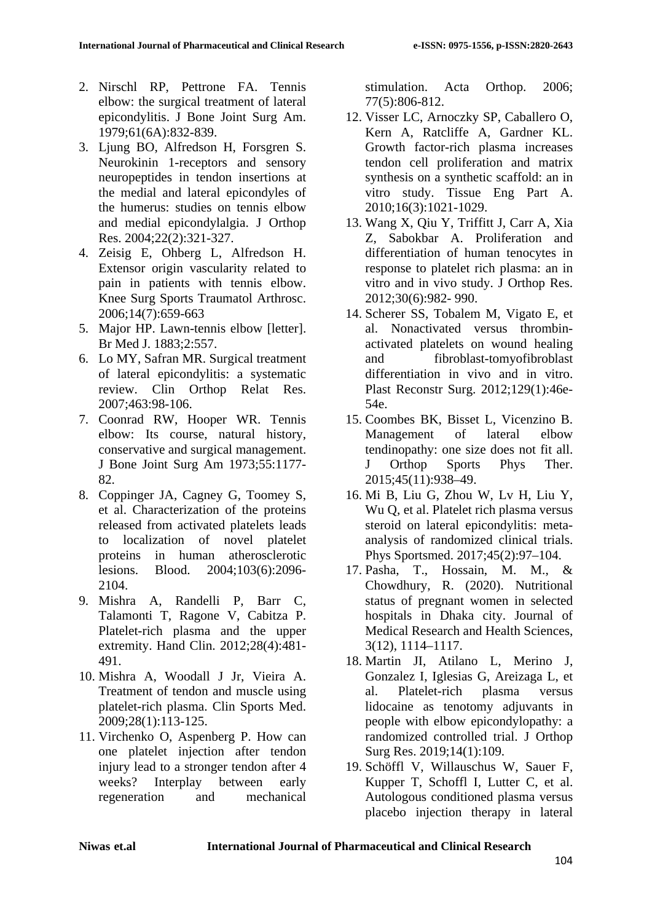2. Nirschl RP, Pettrone FA. Tennis elbow: the surgical treatment of lateral epicondylitis. J Bone Joint Surg Am. 1979;61(6A):832-839.
3. Ljung BO, Alfredson H, Forsgren S. Neurokinin 1-receptors and sensory neuropeptides in tendon insertions at the medial and lateral epicondyles of the humerus: studies on tennis elbow and medial epicondylalgia. J Orthop Res. 2004;22(2):321-327.
4. Zeisig E, Ohberg L, Alfredson H. Extensor origin vascularity related to pain in patients with tennis elbow. Knee Surg Sports Traumatol Arthrosc. 2006;14(7):659-663
5. Major HP. Lawn-tennis elbow [letter]. Br Med J. 1883;2:557.
6. Lo MY, Safran MR. Surgical treatment of lateral epicondylitis: a systematic review. Clin Orthop Relat Res. 2007;463:98-106.
7. Coonrad RW, Hooper WR. Tennis elbow: Its course, natural history, conservative and surgical management. J Bone Joint Surg Am 1973;55:1177-82.
8. Coppinger JA, Cagney G, Toomey S, et al. Characterization of the proteins released from activated platelets leads to localization of novel platelet proteins in human atherosclerotic lesions. Blood. 2004;103(6):2096-2104.
9. Mishra A, Randelli P, Barr C, Talamonti T, Ragone V, Cabitza P. Platelet-rich plasma and the upper extremity. Hand Clin. 2012;28(4):481-491.
10. Mishra A, Woodall J Jr, Vieira A. Treatment of tendon and muscle using platelet-rich plasma. Clin Sports Med. 2009;28(1):113-125.
11. Virchenko O, Aspenberg P. How can one platelet injection after tendon injury lead to a stronger tendon after 4 weeks? Interplay between early regeneration and mechanical stimulation. Acta Orthop. 2006; 77(5):806-812.
12. Visser LC, Arnoczky SP, Caballero O, Kern A, Ratcliffe A, Gardner KL. Growth factor-rich plasma increases tendon cell proliferation and matrix synthesis on a synthetic scaffold: an in vitro study. Tissue Eng Part A. 2010;16(3):1021-1029.
13. Wang X, Qiu Y, Triffitt J, Carr A, Xia Z, Sabokbar A. Proliferation and differentiation of human tenocytes in response to platelet rich plasma: an in vitro and in vivo study. J Orthop Res. 2012;30(6):982- 990.
14. Scherer SS, Tobalem M, Vigato E, et al. Nonactivated versus thrombin-activated platelets on wound healing and fibroblast-tomyofibroblast differentiation in vivo and in vitro. Plast Reconstr Surg. 2012;129(1):46e-54e.
15. Coombes BK, Bisset L, Vicenzino B. Management of lateral elbow tendinopathy: one size does not fit all. J Orthop Sports Phys Ther. 2015;45(11):938–49.
16. Mi B, Liu G, Zhou W, Lv H, Liu Y, Wu Q, et al. Platelet rich plasma versus steroid on lateral epicondylitis: meta-analysis of randomized clinical trials. Phys Sportsmed. 2017;45(2):97–104.
17. Pasha, T., Hossain, M. M., & Chowdhury, R. (2020). Nutritional status of pregnant women in selected hospitals in Dhaka city. Journal of Medical Research and Health Sciences, 3(12), 1114–1117.
18. Martin JI, Atilano L, Merino J, Gonzalez I, Iglesias G, Areizaga L, et al. Platelet-rich plasma versus lidocaine as tenotomy adjuvants in people with elbow epicondylopathy: a randomized controlled trial. J Orthop Surg Res. 2019;14(1):109.
19. Schöffl V, Willauschus W, Sauer F, Kupper T, Schoffl I, Lutter C, et al. Autologous conditioned plasma versus placebo injection therapy in lateral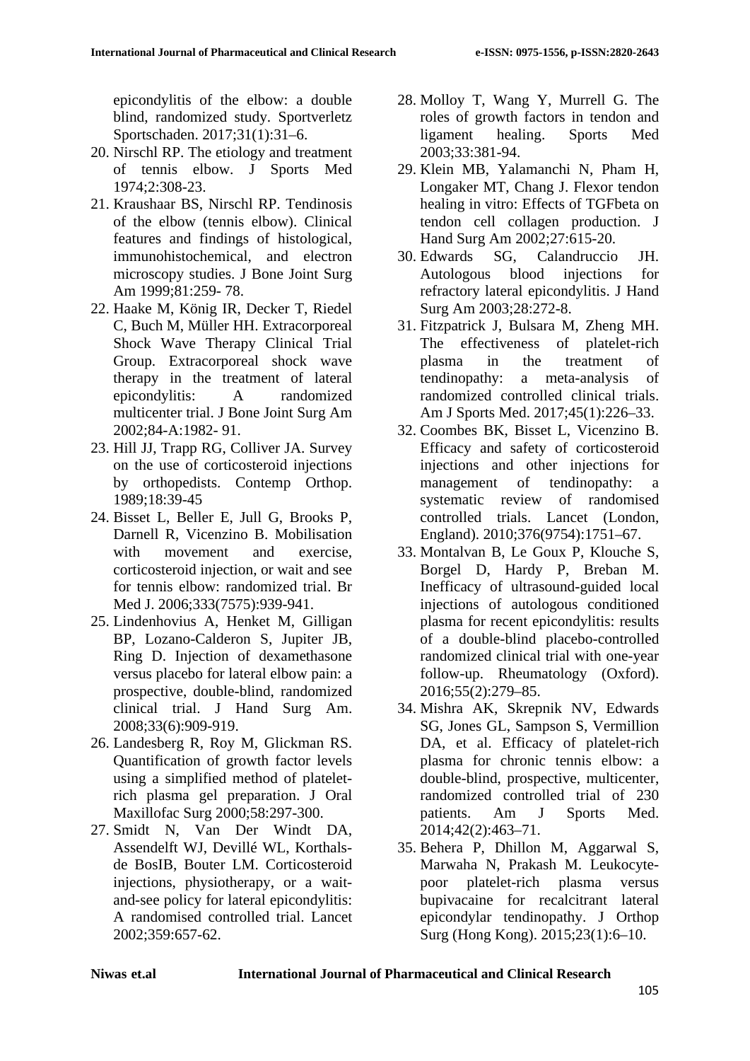epicondylitis of the elbow: a double blind, randomized study. Sportverletz Sportschaden. 2017;31(1):31–6.

20. Nirschl RP. The etiology and treatment of tennis elbow. J Sports Med 1974;2:308-23.
21. Kraushaar BS, Nirschl RP. Tendinosis of the elbow (tennis elbow). Clinical features and findings of histological, immunohistochemical, and electron microscopy studies. J Bone Joint Surg Am 1999;81:259- 78.
22. Haake M, König IR, Decker T, Riedel C, Buch M, Müller HH. Extracorporeal Shock Wave Therapy Clinical Trial Group. Extracorporeal shock wave therapy in the treatment of lateral epicondylitis: A randomized multicenter trial. J Bone Joint Surg Am 2002;84-A:1982- 91.
23. Hill JJ, Trapp RG, Colliver JA. Survey on the use of corticosteroid injections by orthopedists. Contemp Orthop. 1989;18:39-45
24. Bisset L, Beller E, Jull G, Brooks P, Darnell R, Vicenzino B. Mobilisation with movement and exercise, corticosteroid injection, or wait and see for tennis elbow: randomized trial. Br Med J. 2006;333(7575):939-941.
25. Lindenhovius A, Henket M, Gilligan BP, Lozano-Calderon S, Jupiter JB, Ring D. Injection of dexamethasone versus placebo for lateral elbow pain: a prospective, double-blind, randomized clinical trial. J Hand Surg Am. 2008;33(6):909-919.
26. Landesberg R, Roy M, Glickman RS. Quantification of growth factor levels using a simplified method of platelet-rich plasma gel preparation. J Oral Maxillofac Surg 2000;58:297-300.
27. Smidt N, Van Der Windt DA, Assendelft WJ, Devillé WL, Korthals-de BosIB, Bouter LM. Corticosteroid injections, physiotherapy, or a wait-and-see policy for lateral epicondylitis: A randomised controlled trial. Lancet 2002;359:657-62.
28. Molloy T, Wang Y, Murrell G. The roles of growth factors in tendon and ligament healing. Sports Med 2003;33:381-94.
29. Klein MB, Yalamanchi N, Pham H, Longaker MT, Chang J. Flexor tendon healing in vitro: Effects of TGFbeta on tendon cell collagen production. J Hand Surg Am 2002;27:615-20.
30. Edwards SG, Calandruccio JH. Autologous blood injections for refractory lateral epicondylitis. J Hand Surg Am 2003;28:272-8.
31. Fitzpatrick J, Bulsara M, Zheng MH. The effectiveness of platelet-rich plasma in the treatment of tendinopathy: a meta-analysis of randomized controlled clinical trials. Am J Sports Med. 2017;45(1):226–33.
32. Coombes BK, Bisset L, Vicenzino B. Efficacy and safety of corticosteroid injections and other injections for management of tendinopathy: a systematic review of randomised controlled trials. Lancet (London, England). 2010;376(9754):1751–67.
33. Montalvan B, Le Goux P, Klouche S, Borgel D, Hardy P, Breban M. Inefficacy of ultrasound-guided local injections of autologous conditioned plasma for recent epicondylitis: results of a double-blind placebo-controlled randomized clinical trial with one-year follow-up. Rheumatology (Oxford). 2016;55(2):279–85.
34. Mishra AK, Skrepnik NV, Edwards SG, Jones GL, Sampson S, Vermillion DA, et al. Efficacy of platelet-rich plasma for chronic tennis elbow: a double-blind, prospective, multicenter, randomized controlled trial of 230 patients. Am J Sports Med. 2014;42(2):463–71.
35. Behera P, Dhillon M, Aggarwal S, Marwaha N, Prakash M. Leukocyte-poor platelet-rich plasma versus bupivacaine for recalcitrant lateral epicondylar tendinopathy. J Orthop Surg (Hong Kong). 2015;23(1):6–10.